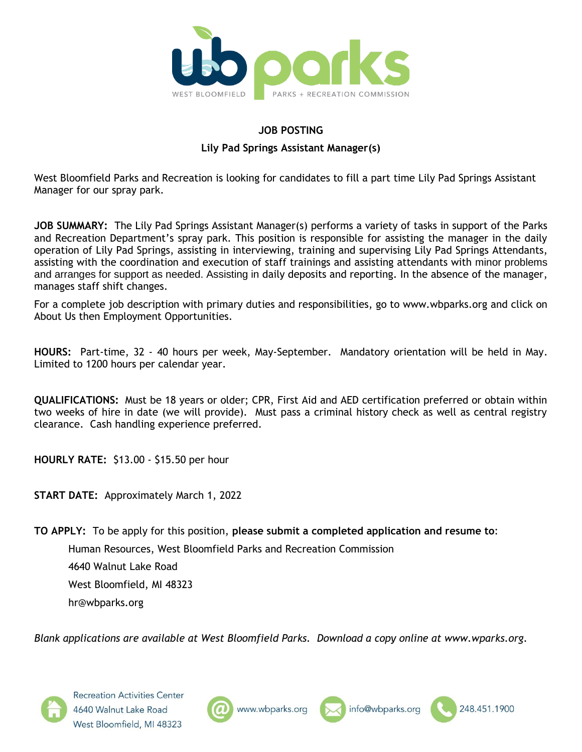# JOB POSTING

## Lily Pad Springs Assistant Manager(s)

West Bloomfield Parks and Recreation is looking for candidates to fill a part time Lily Pad Springs Assistant Manager for our spray park.

**JOB SUMMARY:** The Lily Pad Springs Assistant Manager(s) performs a variety of tasks in support of the Parks and Recreation Department's spray park. This position is responsible for assisting the manager in the daily operation of Lily Pad Springs, assisting in interviewing, training and supervising Lily Pad Springs Attendants, assisting with the coordination and execution of staff trainings and assisting attendants with minor problems and arranges for support as needed. Assisting in daily deposits and reporting. In the absence of the manager, manages staff shift changes.

For a complete job description with primary duties and responsibilities, go to www.wbparks.org and click on About Us then Employment Opportunities.

**HOURS:** Part-time, 32 - 40 hours per week, May-September. Mandatory orientation will be held in May. Limited to 1200 hours per calendar year.

**QUALIFICATIONS:** Must be 18 years or older; CPR, First Aid and AED certification preferred or obtain within two weeks of hire in date (we will provide). Must pass a criminal history check as well as central registry clearance. Cash handling experience preferred.

**HOURLY RATE:** $13.00 - $15.50 per hour

**START DATE:** Approximately March 1, 2022

**TO APPLY:** To be apply for this position, **please submit a completed application and resume to**:

Human Resources, West Bloomfield Parks and Recreation Commission
4640 Walnut Lake Road
West Bloomfield, MI 48323
hr@wbparks.org

*Blank applications are available at West Bloomfield Parks. Download a copy online at www.wparks.org.*

Recreation Activities Center
4640 Walnut Lake Road
West Bloomfield, MI 48323

www.wbparks.org | info@wbparks.org | 248.451.1900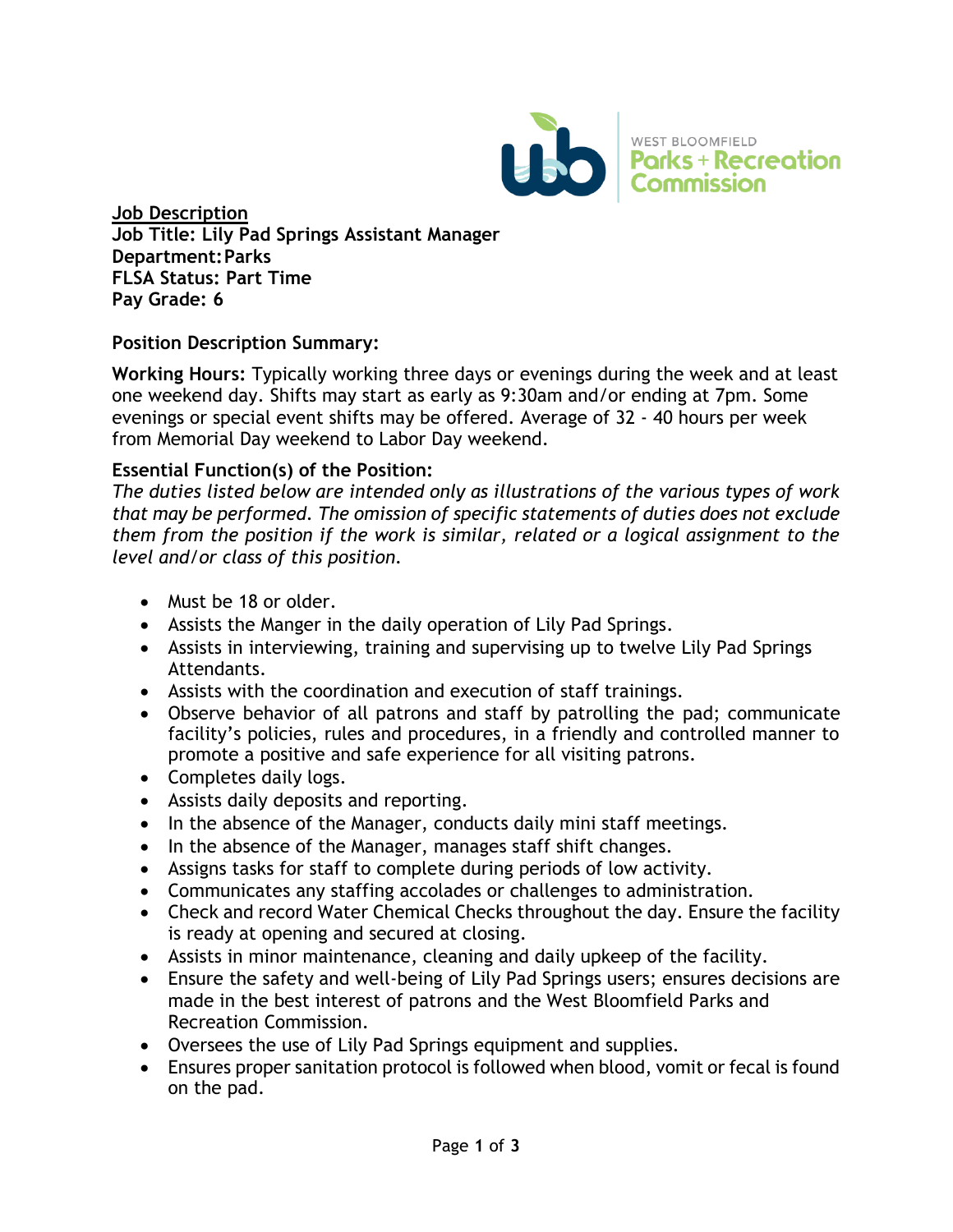**Job Description**
**Job Title: Lily Pad Springs Assistant Manager**
**Department: Parks**
**FLSA Status: Part Time**
**Pay Grade: 6**

**Position Description Summary:**

**Working Hours:** Typically working three days or evenings during the week and at least one weekend day. Shifts may start as early as 9:30am and/or ending at 7pm. Some evenings or special event shifts may be offered. Average of 32 - 40 hours per week from Memorial Day weekend to Labor Day weekend.

**Essential Function(s) of the Position:**
*The duties listed below are intended only as illustrations of the various types of work that may be performed. The omission of specific statements of duties does not exclude them from the position if the work is similar, related or a logical assignment to the level and/or class of this position.*

- Must be 18 or older.
- Assists the Manger in the daily operation of Lily Pad Springs.
- Assists in interviewing, training and supervising up to twelve Lily Pad Springs Attendants.
- Assists with the coordination and execution of staff trainings.
- Observe behavior of all patrons and staff by patrolling the pad; communicate facility's policies, rules and procedures, in a friendly and controlled manner to promote a positive and safe experience for all visiting patrons.
- Completes daily logs.
- Assists daily deposits and reporting.
- In the absence of the Manager, conducts daily mini staff meetings.
- In the absence of the Manager, manages staff shift changes.
- Assigns tasks for staff to complete during periods of low activity.
- Communicates any staffing accolades or challenges to administration.
- Check and record Water Chemical Checks throughout the day. Ensure the facility is ready at opening and secured at closing.
- Assists in minor maintenance, cleaning and daily upkeep of the facility.
- Ensure the safety and well-being of Lily Pad Springs users; ensures decisions are made in the best interest of patrons and the West Bloomfield Parks and Recreation Commission.
- Oversees the use of Lily Pad Springs equipment and supplies.
- Ensures proper sanitation protocol is followed when blood, vomit or fecal is found on the pad.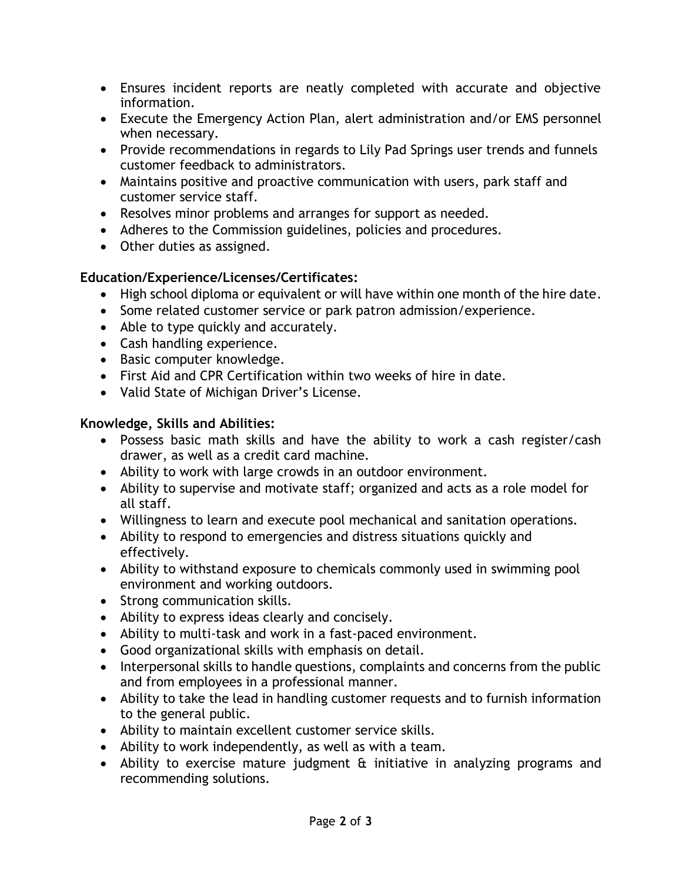- Ensures incident reports are neatly completed with accurate and objective information.
- Execute the Emergency Action Plan, alert administration and/or EMS personnel when necessary.
- Provide recommendations in regards to Lily Pad Springs user trends and funnels customer feedback to administrators.
- Maintains positive and proactive communication with users, park staff and customer service staff.
- Resolves minor problems and arranges for support as needed.
- Adheres to the Commission guidelines, policies and procedures.
- Other duties as assigned.

**Education/Experience/Licenses/Certificates:**

- High school diploma or equivalent or will have within one month of the hire date.
- Some related customer service or park patron admission/experience.
- Able to type quickly and accurately.
- Cash handling experience.
- Basic computer knowledge.
- First Aid and CPR Certification within two weeks of hire in date.
- Valid State of Michigan Driver's License.

**Knowledge, Skills and Abilities:**

- Possess basic math skills and have the ability to work a cash register/cash drawer, as well as a credit card machine.
- Ability to work with large crowds in an outdoor environment.
- Ability to supervise and motivate staff; organized and acts as a role model for all staff.
- Willingness to learn and execute pool mechanical and sanitation operations.
- Ability to respond to emergencies and distress situations quickly and effectively.
- Ability to withstand exposure to chemicals commonly used in swimming pool environment and working outdoors.
- Strong communication skills.
- Ability to express ideas clearly and concisely.
- Ability to multi-task and work in a fast-paced environment.
- Good organizational skills with emphasis on detail.
- Interpersonal skills to handle questions, complaints and concerns from the public and from employees in a professional manner.
- Ability to take the lead in handling customer requests and to furnish information to the general public.
- Ability to maintain excellent customer service skills.
- Ability to work independently, as well as with a team.
- Ability to exercise mature judgment & initiative in analyzing programs and recommending solutions.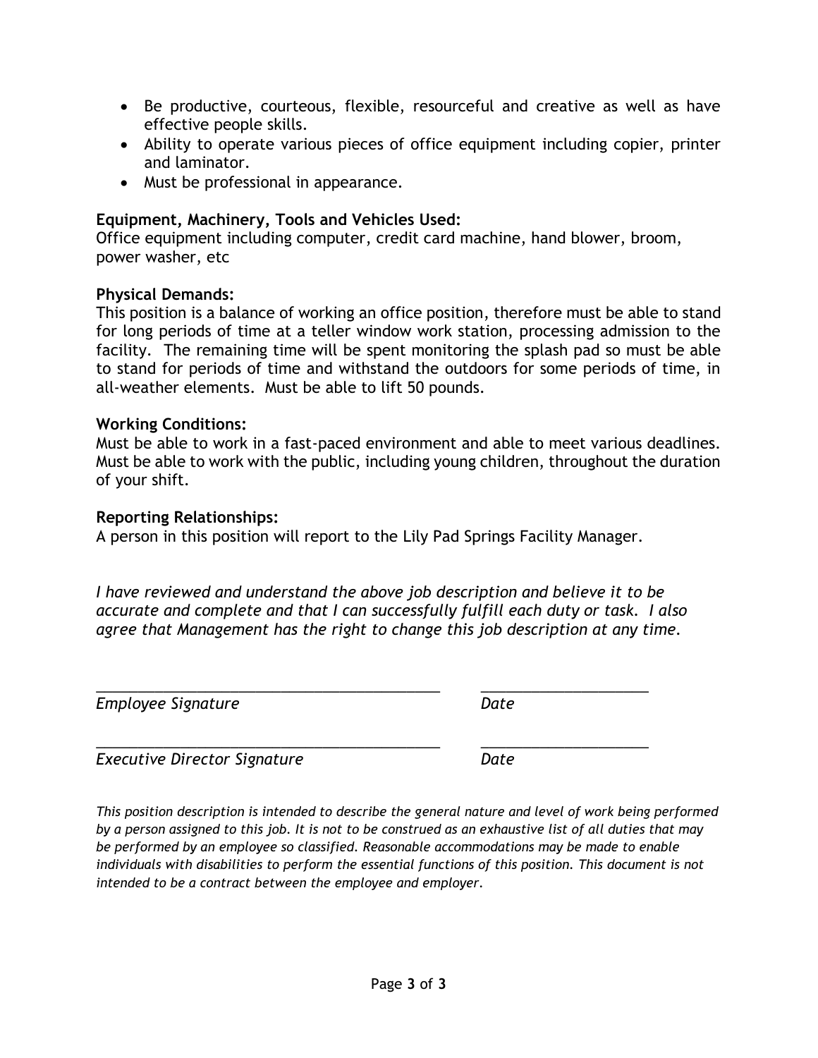- Be productive, courteous, flexible, resourceful and creative as well as have effective people skills.
- Ability to operate various pieces of office equipment including copier, printer and laminator.
- Must be professional in appearance.

**Equipment, Machinery, Tools and Vehicles Used:**
Office equipment including computer, credit card machine, hand blower, broom, power washer, etc

**Physical Demands:**
This position is a balance of working an office position, therefore must be able to stand for long periods of time at a teller window work station, processing admission to the facility. The remaining time will be spent monitoring the splash pad so must be able to stand for periods of time and withstand the outdoors for some periods of time, in all-weather elements. Must be able to lift 50 pounds.

**Working Conditions:**
Must be able to work in a fast-paced environment and able to meet various deadlines. Must be able to work with the public, including young children, throughout the duration of your shift.

**Reporting Relationships:**
A person in this position will report to the Lily Pad Springs Facility Manager.

*I have reviewed and understand the above job description and believe it to be accurate and complete and that I can successfully fulfill each duty or task. I also agree that Management has the right to change this job description at any time.*

\_\_\_\_\_\_\_\_\_\_\_\_\_\_\_\_\_\_\_\_\_\_\_\_\_\_\_\_\_\_\_\_\_\_\_\_\_\_\_\_ \_\_\_\_\_\_\_\_\_\_\_\_\_\_\_\_\_\_\_\_

*Employee Signature* *Date*

\_\_\_\_\_\_\_\_\_\_\_\_\_\_\_\_\_\_\_\_\_\_\_\_\_\_\_\_\_\_\_\_\_\_\_\_\_\_\_\_ \_\_\_\_\_\_\_\_\_\_\_\_\_\_\_\_\_\_\_\_

*Executive Director Signature* *Date*

*This position description is intended to describe the general nature and level of work being performed by a person assigned to this job. It is not to be construed as an exhaustive list of all duties that may be performed by an employee so classified. Reasonable accommodations may be made to enable individuals with disabilities to perform the essential functions of this position. This document is not intended to be a contract between the employee and employer.*